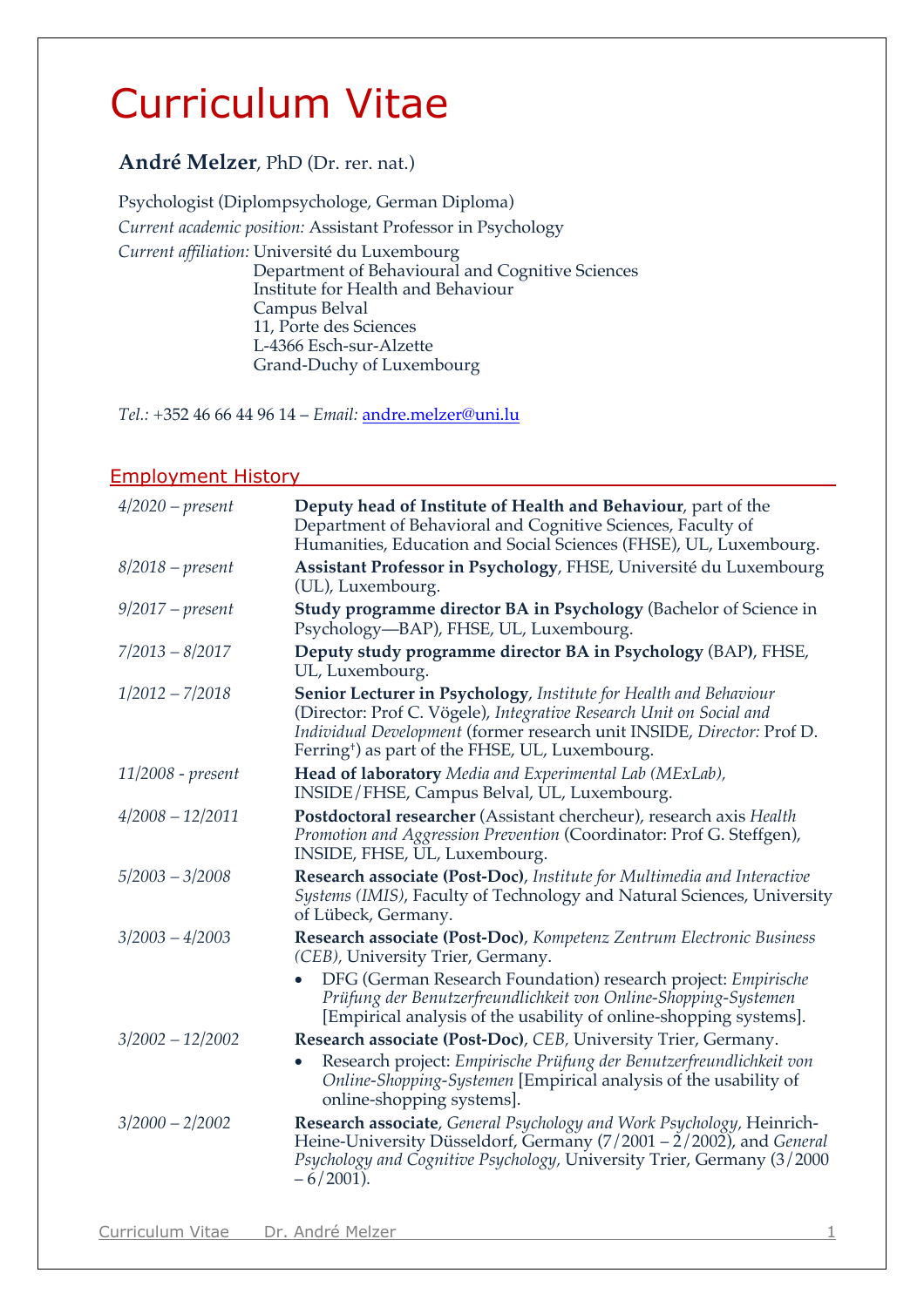# Curriculum Vitae

**André Melzer**, PhD (Dr. rer. nat.)

Psychologist (Diplompsychologe, German Diploma)

*Current academic position:* Assistant Professor in Psychology

*Current affiliation:* Université du Luxembourg
Department of Behavioural and Cognitive Sciences
Institute for Health and Behaviour
Campus Belval
11, Porte des Sciences
L-4366 Esch-sur-Alzette
Grand-Duchy of Luxembourg

*Tel.:* +352 46 66 44 96 14 – *Email:* andre.melzer@uni.lu

## Employment History

| | |
|---|---|
| *4/2020 – present* | **Deputy head of Institute of Health and Behaviour**, part of the Department of Behavioral and Cognitive Sciences, Faculty of Humanities, Education and Social Sciences (FHSE), UL, Luxembourg. |
| *8/2018 – present* | **Assistant Professor in Psychology**, FHSE, Université du Luxembourg (UL), Luxembourg. |
| *9/2017 – present* | **Study programme director BA in Psychology** (Bachelor of Science in Psychology—BAP), FHSE, UL, Luxembourg. |
| *7/2013 – 8/2017* | **Deputy study programme director BA in Psychology** (BAP), FHSE, UL, Luxembourg. |
| *1/2012 – 7/2018* | **Senior Lecturer in Psychology**, *Institute for Health and Behaviour* (Director: Prof C. Vögele), *Integrative Research Unit on Social and Individual Development* (former research unit INSIDE, *Director:* Prof D. Ferring†) as part of the FHSE, UL, Luxembourg. |
| *11/2008 - present* | **Head of laboratory** *Media and Experimental Lab (MExLab)*, INSIDE/FHSE, Campus Belval, UL, Luxembourg. |
| *4/2008 – 12/2011* | **Postdoctoral researcher** (Assistant chercheur), research axis *Health Promotion and Aggression Prevention* (Coordinator: Prof G. Steffgen), INSIDE, FHSE, UL, Luxembourg. |
| *5/2003 – 3/2008* | **Research associate (Post-Doc)**, *Institute for Multimedia and Interactive Systems (IMIS)*, Faculty of Technology and Natural Sciences, University of Lübeck, Germany. |
| *3/2003 – 4/2003* | **Research associate (Post-Doc)**, *Kompetenz Zentrum Electronic Business (CEB)*, University Trier, Germany. <br>• DFG (German Research Foundation) research project: *Empirische Prüfung der Benutzerfreundlichkeit von Online-Shopping-Systemen* [Empirical analysis of the usability of online-shopping systems]. |
| *3/2002 – 12/2002* | **Research associate (Post-Doc)**, *CEB,* University Trier, Germany. <br>• Research project: *Empirische Prüfung der Benutzerfreundlichkeit von Online-Shopping-Systemen* [Empirical analysis of the usability of online-shopping systems]. |
| *3/2000 – 2/2002* | **Research associate**, *General Psychology and Work Psychology,* Heinrich-Heine-University Düsseldorf, Germany (7/2001 – 2/2002), and *General Psychology and Cognitive Psychology,* University Trier, Germany (3/2000 – 6/2001). |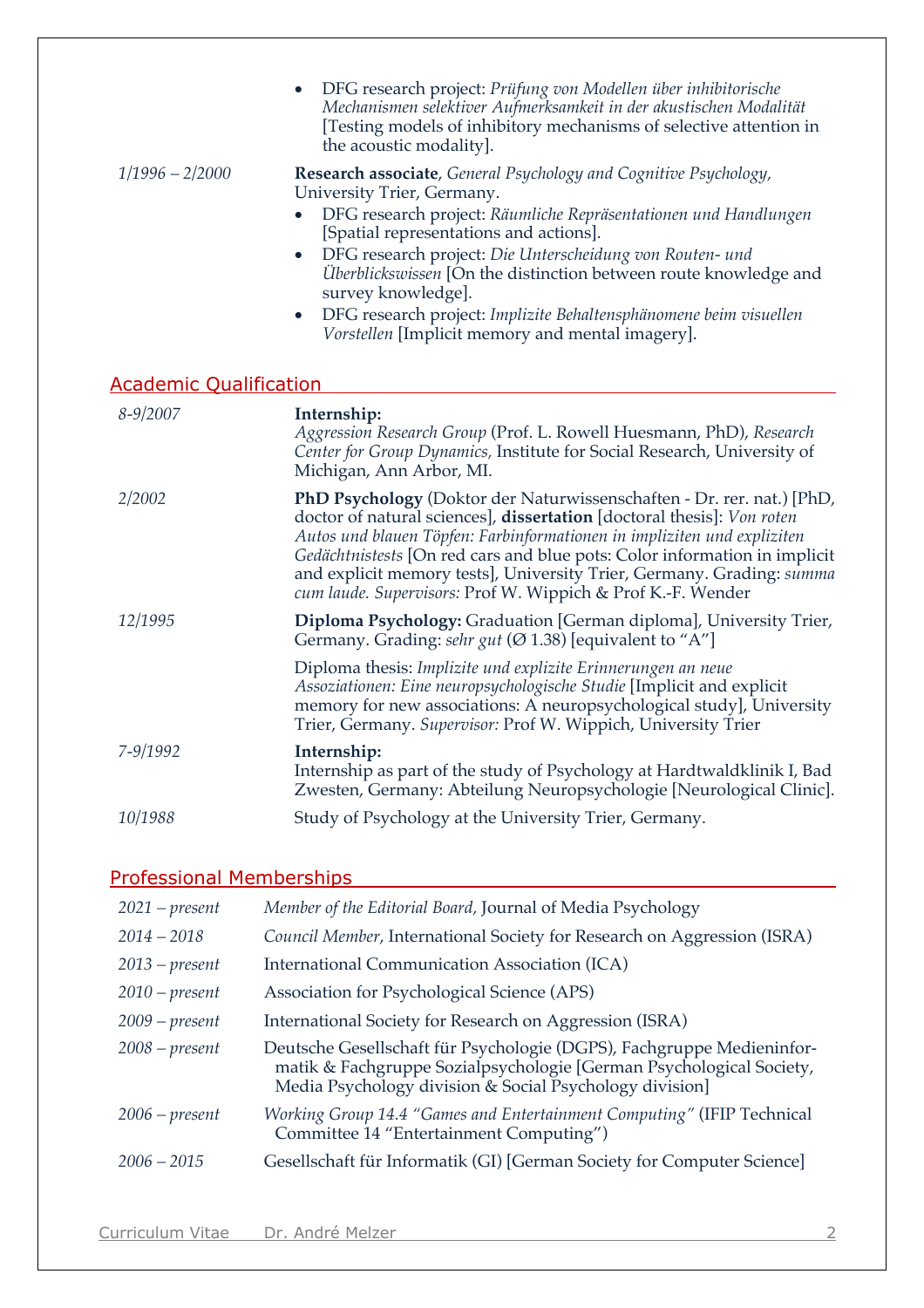- DFG research project: *Prüfung von Modellen über inhibitorische Mechanismen selektiver Aufmerksamkeit in der akustischen Modalität* [Testing models of inhibitory mechanisms of selective attention in the acoustic modality].

*1/1996 – 2/2000* **Research associate**, *General Psychology and Cognitive Psychology,* University Trier, Germany.

- DFG research project: *Räumliche Repräsentationen und Handlungen* [Spatial representations and actions].
- DFG research project: *Die Unterscheidung von Routen- und Überblickswissen* [On the distinction between route knowledge and survey knowledge].
- DFG research project: *Implizite Behaltensphänomene beim visuellen Vorstellen* [Implicit memory and mental imagery].

## Academic Qualification

*8-9/2007* **Internship:**
*Aggression Research Group* (Prof. L. Rowell Huesmann, PhD), *Research Center for Group Dynamics,* Institute for Social Research, University of Michigan, Ann Arbor, MI.

*2/2002* **PhD Psychology** (Doktor der Naturwissenschaften - Dr. rer. nat.) [PhD, doctor of natural sciences], **dissertation** [doctoral thesis]: *Von roten Autos und blauen Töpfen: Farbinformationen in impliziten und expliziten Gedächtnistests* [On red cars and blue pots: Color information in implicit and explicit memory tests], University Trier, Germany. Grading: *summa cum laude. Supervisors:* Prof W. Wippich & Prof K.-F. Wender

*12/1995* **Diploma Psychology:** Graduation [German diploma], University Trier, Germany. Grading: *sehr gut* (Ø 1.38) [equivalent to "A"]

Diploma thesis: *Implizite und explizite Erinnerungen an neue Assoziationen: Eine neuropsychologische Studie* [Implicit and explicit memory for new associations: A neuropsychological study], University Trier, Germany. *Supervisor:* Prof W. Wippich, University Trier

*7-9/1992* **Internship:**
Internship as part of the study of Psychology at Hardtwaldklinik I, Bad Zwesten, Germany: Abteilung Neuropsychologie [Neurological Clinic].

*10/1988* Study of Psychology at the University Trier, Germany.

## Professional Memberships

*2021 – present* *Member of the Editorial Board,* Journal of Media Psychology

*2014 – 2018* *Council Member*, International Society for Research on Aggression (ISRA)

*2013 – present* International Communication Association (ICA)

*2010 – present* Association for Psychological Science (APS)

*2009 – present* International Society for Research on Aggression (ISRA)

*2008 – present* Deutsche Gesellschaft für Psychologie (DGPS), Fachgruppe Medieninformatik & Fachgruppe Sozialpsychologie [German Psychological Society, Media Psychology division & Social Psychology division]

*2006 – present* *Working Group 14.4 "Games and Entertainment Computing"* (IFIP Technical Committee 14 "Entertainment Computing")

*2006 – 2015* Gesellschaft für Informatik (GI) [German Society for Computer Science]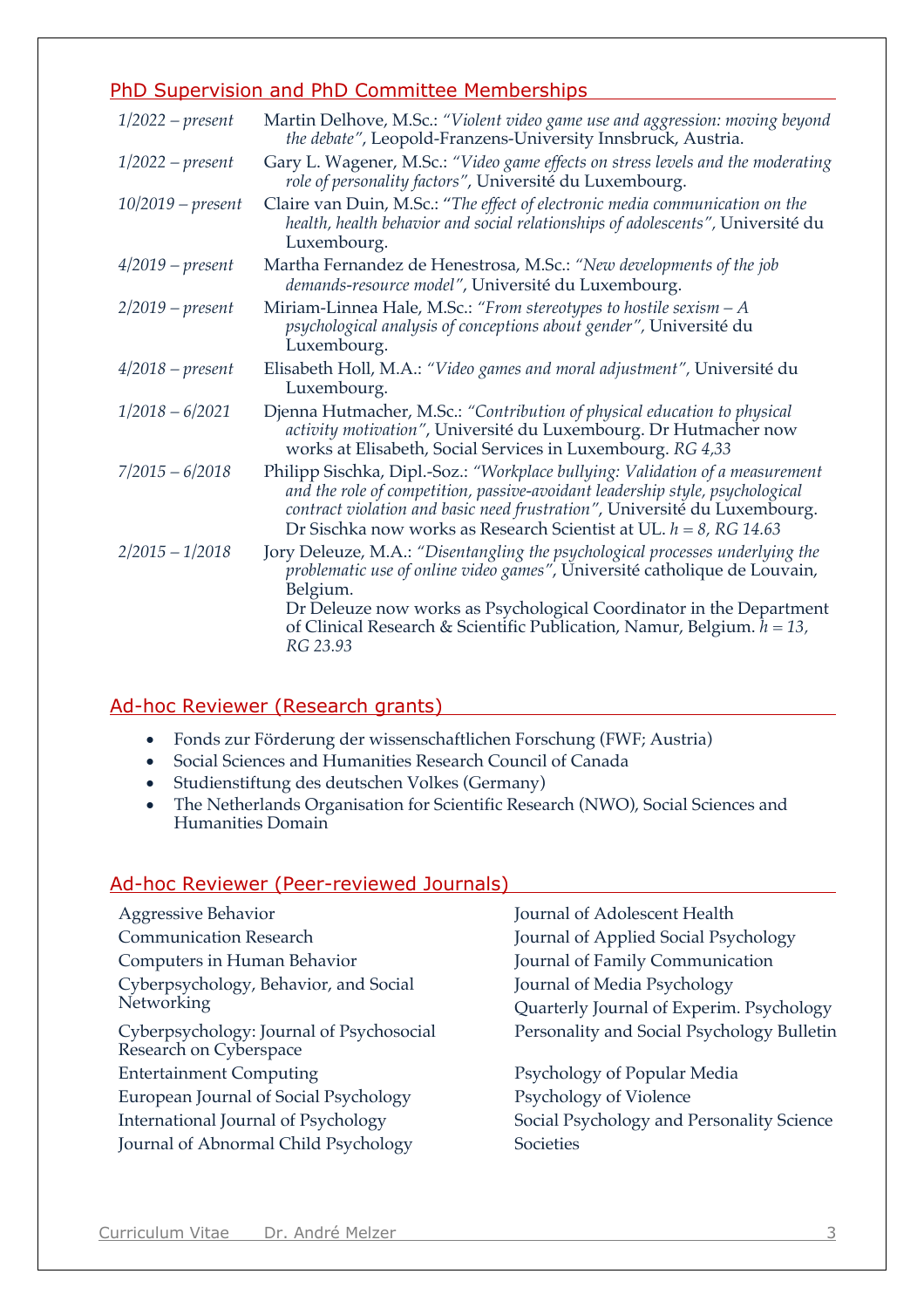## PhD Supervision and PhD Committee Memberships

| | |
|---|---|
| *1/2022 – present* | Martin Delhove, M.Sc.: *"Violent video game use and aggression: moving beyond the debate"*, Leopold-Franzens-University Innsbruck, Austria. |
| *1/2022 – present* | Gary L. Wagener, M.Sc.: *"Video game effects on stress levels and the moderating role of personality factors"*, Université du Luxembourg. |
| *10/2019 – present* | Claire van Duin, M.Sc.: *"The effect of electronic media communication on the health, health behavior and social relationships of adolescents"*, Université du Luxembourg. |
| *4/2019 – present* | Martha Fernandez de Henestrosa, M.Sc.: *"New developments of the job demands-resource model"*, Université du Luxembourg. |
| *2/2019 – present* | Miriam-Linnea Hale, M.Sc.: *"From stereotypes to hostile sexism – A psychological analysis of conceptions about gender"*, Université du Luxembourg. |
| *4/2018 – present* | Elisabeth Holl, M.A.: *"Video games and moral adjustment"*, Université du Luxembourg. |
| *1/2018 – 6/2021* | Djenna Hutmacher, M.Sc.: *"Contribution of physical education to physical activity motivation"*, Université du Luxembourg. Dr Hutmacher now works at Elisabeth, Social Services in Luxembourg. *RG 4,33* |
| *7/2015 – 6/2018* | Philipp Sischka, Dipl.-Soz.: *"Workplace bullying: Validation of a measurement and the role of competition, passive-avoidant leadership style, psychological contract violation and basic need frustration"*, Université du Luxembourg. Dr Sischka now works as Research Scientist at UL. *h = 8, RG 14.63* |
| *2/2015 – 1/2018* | Jory Deleuze, M.A.: *"Disentangling the psychological processes underlying the problematic use of online video games"*, Université catholique de Louvain, Belgium. Dr Deleuze now works as Psychological Coordinator in the Department of Clinical Research & Scientific Publication, Namur, Belgium. *h = 13, RG 23.93* |

## Ad-hoc Reviewer (Research grants)

- Fonds zur Förderung der wissenschaftlichen Forschung (FWF; Austria)
- Social Sciences and Humanities Research Council of Canada
- Studienstiftung des deutschen Volkes (Germany)
- The Netherlands Organisation for Scientific Research (NWO), Social Sciences and Humanities Domain

## Ad-hoc Reviewer (Peer-reviewed Journals)

Aggressive Behavior
Communication Research
Computers in Human Behavior
Cyberpsychology, Behavior, and Social Networking
Cyberpsychology: Journal of Psychosocial Research on Cyberspace
Entertainment Computing
European Journal of Social Psychology
International Journal of Psychology
Journal of Abnormal Child Psychology
Journal of Adolescent Health
Journal of Applied Social Psychology
Journal of Family Communication
Journal of Media Psychology
Quarterly Journal of Experim. Psychology
Personality and Social Psychology Bulletin
Psychology of Popular Media
Psychology of Violence
Social Psychology and Personality Science
Societies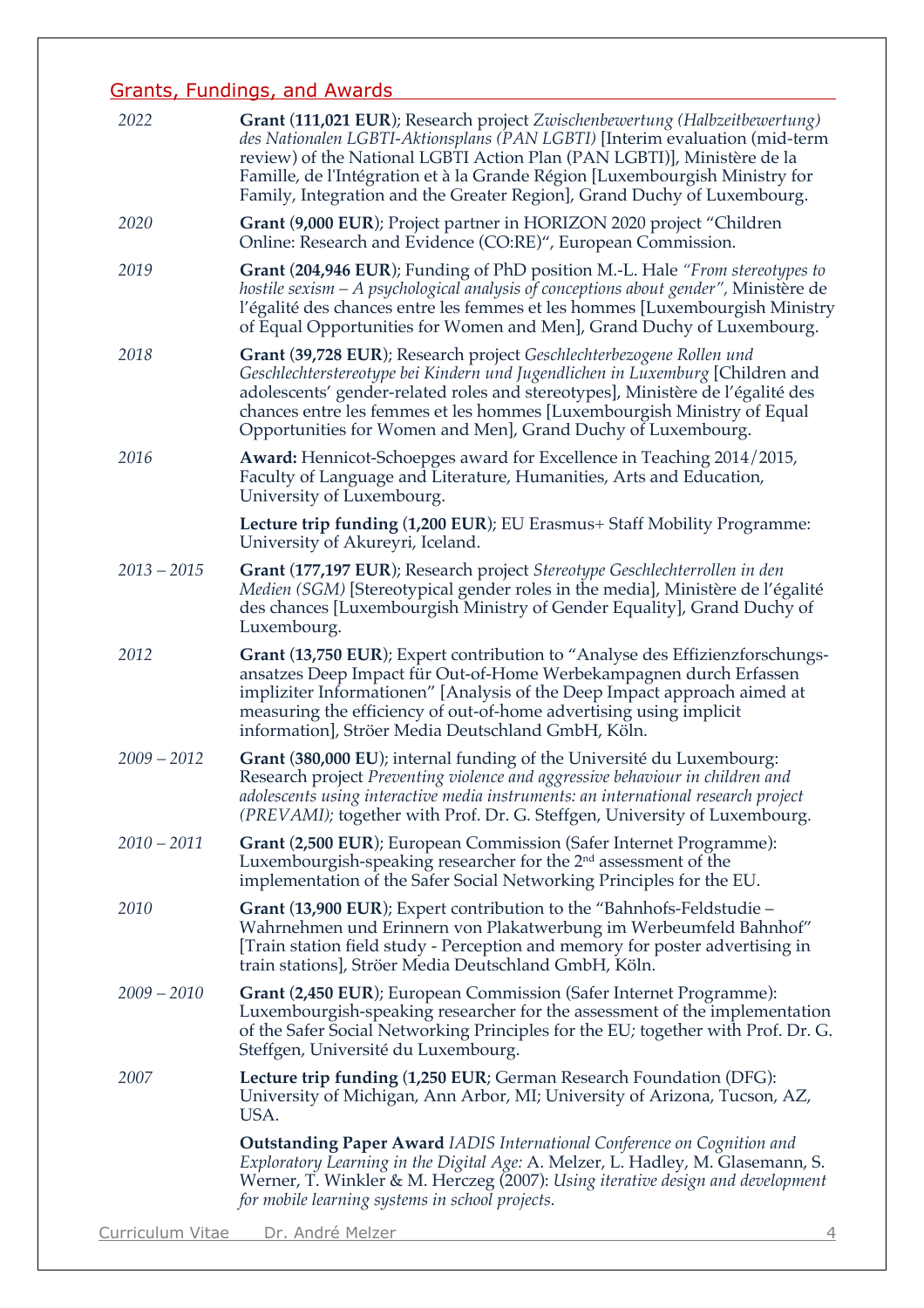## Grants, Fundings, and Awards

*2022* **Grant (111,021 EUR)**; Research project *Zwischenbewertung (Halbzeitbewertung) des Nationalen LGBTI-Aktionsplans (PAN LGBTI)* [Interim evaluation (mid-term review) of the National LGBTI Action Plan (PAN LGBTI)], Ministère de la Famille, de l'Intégration et à la Grande Région [Luxembourgish Ministry for Family, Integration and the Greater Region], Grand Duchy of Luxembourg.

*2020* **Grant (9,000 EUR)**; Project partner in HORIZON 2020 project "Children Online: Research and Evidence (CO:RE)", European Commission.

*2019* **Grant (204,946 EUR)**; Funding of PhD position M.-L. Hale *"From stereotypes to hostile sexism – A psychological analysis of conceptions about gender"*, Ministère de l'égalité des chances entre les femmes et les hommes [Luxembourgish Ministry of Equal Opportunities for Women and Men], Grand Duchy of Luxembourg.

*2018* **Grant (39,728 EUR)**; Research project *Geschlechterbezogene Rollen und Geschlechterstereotype bei Kindern und Jugendlichen in Luxemburg* [Children and adolescents' gender-related roles and stereotypes], Ministère de l'égalité des chances entre les femmes et les hommes [Luxembourgish Ministry of Equal Opportunities for Women and Men], Grand Duchy of Luxembourg.

*2016* **Award:** Hennicot-Schoepges award for Excellence in Teaching 2014/2015, Faculty of Language and Literature, Humanities, Arts and Education, University of Luxembourg.

**Lecture trip funding (1,200 EUR)**; EU Erasmus+ Staff Mobility Programme: University of Akureyri, Iceland.

*2013 – 2015* **Grant (177,197 EUR)**; Research project *Stereotype Geschlechterrollen in den Medien (SGM)* [Stereotypical gender roles in the media], Ministère de l'égalité des chances [Luxembourgish Ministry of Gender Equality], Grand Duchy of Luxembourg.

*2012* **Grant (13,750 EUR)**; Expert contribution to "Analyse des Effizienzforschungs-ansatzes Deep Impact für Out-of-Home Werbekampagnen durch Erfassen impliziter Informationen" [Analysis of the Deep Impact approach aimed at measuring the efficiency of out-of-home advertising using implicit information], Ströer Media Deutschland GmbH, Köln.

*2009 – 2012* **Grant (380,000 EU)**; internal funding of the Université du Luxembourg: Research project *Preventing violence and aggressive behaviour in children and adolescents using interactive media instruments: an international research project (PREVAMI);* together with Prof. Dr. G. Steffgen, University of Luxembourg.

*2010 – 2011* **Grant (2,500 EUR)**; European Commission (Safer Internet Programme): Luxembourgish-speaking researcher for the 2nd assessment of the implementation of the Safer Social Networking Principles for the EU.

*2010* **Grant (13,900 EUR)**; Expert contribution to the "Bahnhofs-Feldstudie – Wahrnehmen und Erinnern von Plakatwerbung im Werbeumfeld Bahnhof" [Train station field study - Perception and memory for poster advertising in train stations], Ströer Media Deutschland GmbH, Köln.

*2009 – 2010* **Grant (2,450 EUR)**; European Commission (Safer Internet Programme): Luxembourgish-speaking researcher for the assessment of the implementation of the Safer Social Networking Principles for the EU*;* together with Prof. Dr. G. Steffgen, Université du Luxembourg.

*2007* **Lecture trip funding (1,250 EUR**; German Research Foundation (DFG): University of Michigan, Ann Arbor, MI; University of Arizona, Tucson, AZ, USA.

**Outstanding Paper Award** *IADIS International Conference on Cognition and Exploratory Learning in the Digital Age:* A. Melzer, L. Hadley, M. Glasemann, S. Werner, T. Winkler & M. Herczeg (2007): *Using iterative design and development for mobile learning systems in school projects.*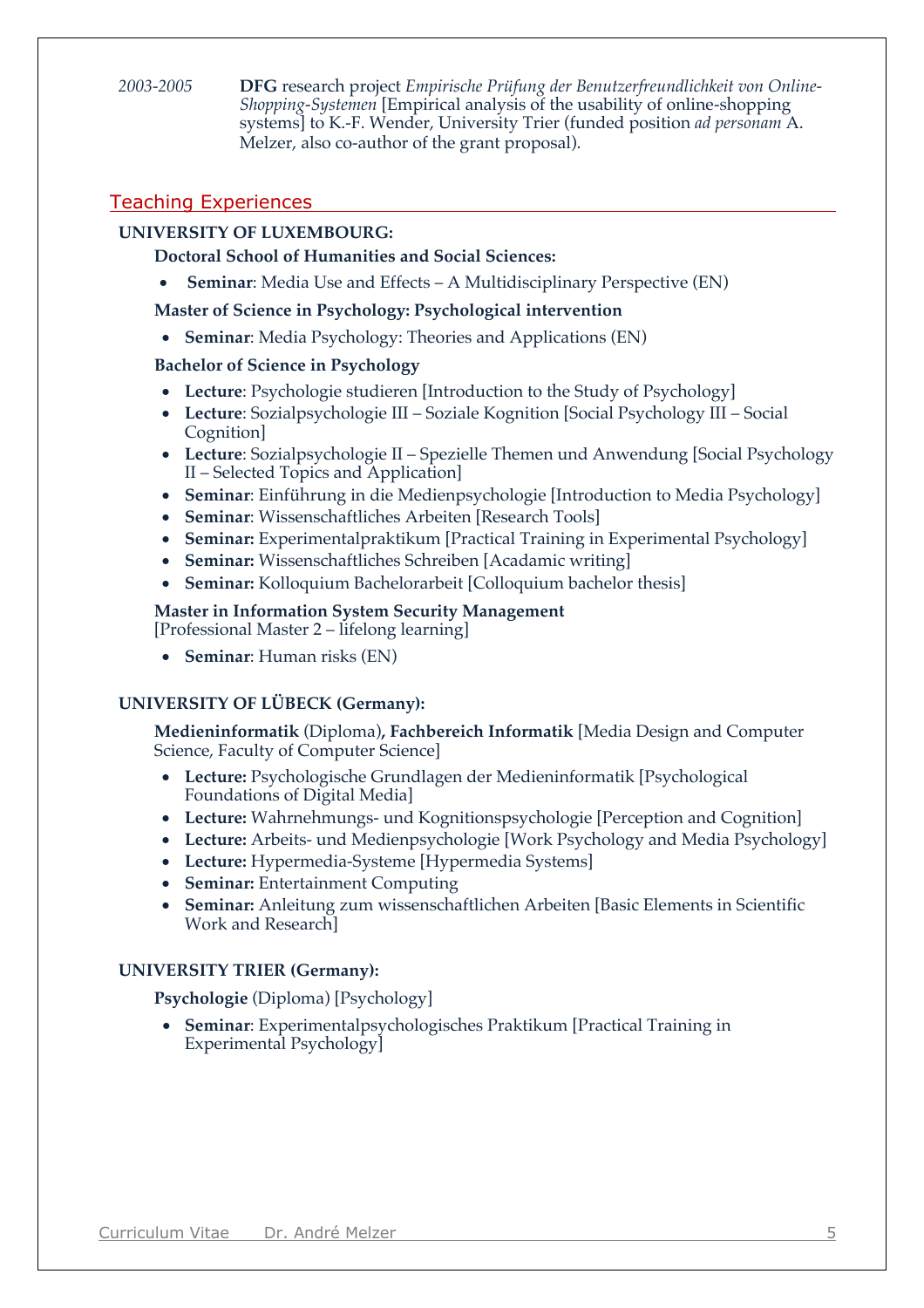*2003-2005* **DFG** research project *Empirische Prüfung der Benutzerfreundlichkeit von Online-Shopping-Systemen* [Empirical analysis of the usability of online-shopping systems] to K.-F. Wender, University Trier (funded position *ad personam* A. Melzer, also co-author of the grant proposal).

## Teaching Experiences

**UNIVERSITY OF LUXEMBOURG:**

**Doctoral School of Humanities and Social Sciences:**

- **Seminar**: Media Use and Effects – A Multidisciplinary Perspective (EN)

**Master of Science in Psychology: Psychological intervention**

- **Seminar**: Media Psychology: Theories and Applications (EN)

**Bachelor of Science in Psychology**

- **Lecture**: Psychologie studieren [Introduction to the Study of Psychology]
- **Lecture**: Sozialpsychologie III – Soziale Kognition [Social Psychology III – Social Cognition]
- **Lecture**: Sozialpsychologie II – Spezielle Themen und Anwendung [Social Psychology II – Selected Topics and Application]
- **Seminar**: Einführung in die Medienpsychologie [Introduction to Media Psychology]
- **Seminar**: Wissenschaftliches Arbeiten [Research Tools]
- **Seminar:** Experimentalpraktikum [Practical Training in Experimental Psychology]
- **Seminar:** Wissenschaftliches Schreiben [Acadamic writing]
- **Seminar:** Kolloquium Bachelorarbeit [Colloquium bachelor thesis]

**Master in Information System Security Management**
[Professional Master 2 – lifelong learning]

- **Seminar**: Human risks (EN)

**UNIVERSITY OF LÜBECK (Germany):**

**Medieninformatik** (Diploma)**, Fachbereich Informatik** [Media Design and Computer Science, Faculty of Computer Science]

- **Lecture:** Psychologische Grundlagen der Medieninformatik [Psychological Foundations of Digital Media]
- **Lecture:** Wahrnehmungs- und Kognitionspsychologie [Perception and Cognition]
- **Lecture:** Arbeits- und Medienpsychologie [Work Psychology and Media Psychology]
- **Lecture:** Hypermedia-Systeme [Hypermedia Systems]
- **Seminar:** Entertainment Computing
- **Seminar:** Anleitung zum wissenschaftlichen Arbeiten [Basic Elements in Scientific Work and Research]

**UNIVERSITY TRIER (Germany):**

**Psychologie** (Diploma) [Psychology]

- **Seminar**: Experimentalpsychologisches Praktikum [Practical Training in Experimental Psychology]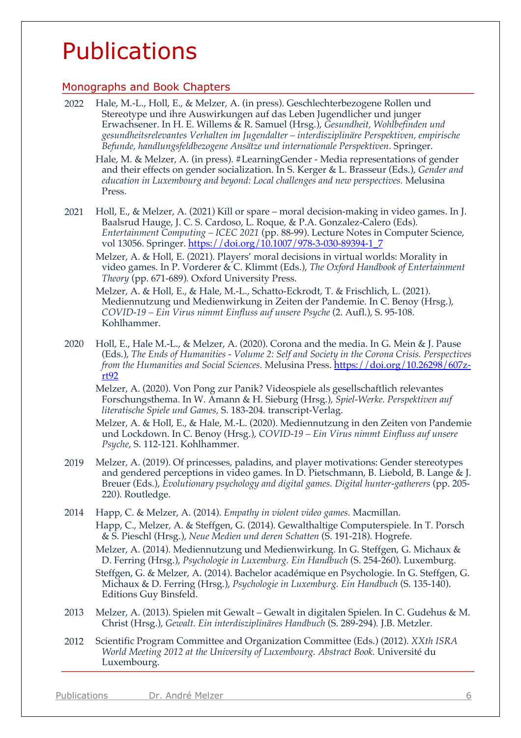# Publications

## Monographs and Book Chapters

2022 Hale, M.-L., Holl, E., & Melzer, A. (in press). Geschlechterbezogene Rollen und Stereotype und ihre Auswirkungen auf das Leben Jugendlicher und junger Erwachsener. In H. E. Willems & R. Samuel (Hrsg.), *Gesundheit, Wohlbefinden und gesundheitsrelevantes Verhalten im Jugendalter – interdisziplinäre Perspektiven, empirische Befunde, handlungsfeldbezogene Ansätze und internationale Perspektiven*. Springer.

Hale, M. & Melzer, A. (in press). #LearningGender - Media representations of gender and their effects on gender socialization. In S. Kerger & L. Brasseur (Eds.), *Gender and education in Luxembourg and beyond: Local challenges and new perspectives.* Melusina Press.

2021 Holl, E., & Melzer, A. (2021) Kill or spare – moral decision-making in video games. In J. Baalsrud Hauge, J. C. S. Cardoso, L. Roque, & P.A. Gonzalez-Calero (Eds). *Entertainment Computing – ICEC 2021* (pp. 88-99). Lecture Notes in Computer Science, vol 13056. Springer. https://doi.org/10.1007/978-3-030-89394-1_7

Melzer, A. & Holl, E. (2021). Players' moral decisions in virtual worlds: Morality in video games. In P. Vorderer & C. Klimmt (Eds.), *The Oxford Handbook of Entertainment Theory* (pp. 671-689). Oxford University Press.

Melzer, A. & Holl, E., & Hale, M.-L., Schatto-Eckrodt, T. & Frischlich, L. (2021). Mediennutzung und Medienwirkung in Zeiten der Pandemie. In C. Benoy (Hrsg.), *COVID-19 – Ein Virus nimmt Einfluss auf unsere Psyche* (2. Aufl.), S. 95-108. Kohlhammer.

2020 Holl, E., Hale M.-L., & Melzer, A. (2020). Corona and the media. In G. Mein & J. Pause (Eds.), *The Ends of Humanities - Volume 2: Self and Society in the Corona Crisis. Perspectives from the Humanities and Social Sciences.* Melusina Press. https://doi.org/10.26298/607z-rt92

Melzer, A. (2020). Von Pong zur Panik? Videospiele als gesellschaftlich relevantes Forschungsthema. In W. Amann & H. Sieburg (Hrsg.), *Spiel-Werke. Perspektiven auf literatische Spiele und Games,* S. 183-204. transcript-Verlag.

Melzer, A. & Holl, E., & Hale, M.-L. (2020). Mediennutzung in den Zeiten von Pandemie und Lockdown. In C. Benoy (Hrsg.), *COVID-19 – Ein Virus nimmt Einfluss auf unsere Psyche*, S. 112-121. Kohlhammer.

2019 Melzer, A. (2019). Of princesses, paladins, and player motivations: Gender stereotypes and gendered perceptions in video games. In D. Pietschmann, B. Liebold, B. Lange & J. Breuer (Eds.), *Evolutionary psychology and digital games. Digital hunter-gatherers* (pp. 205-220). Routledge.

2014 Happ, C. & Melzer, A. (2014). *Empathy in violent video games.* Macmillan.

Happ, C., Melzer, A. & Steffgen, G. (2014). Gewalthaltige Computerspiele. In T. Porsch & S. Pieschl (Hrsg.), *Neue Medien und deren Schatten* (S. 191-218). Hogrefe.

Melzer, A. (2014). Mediennutzung und Medienwirkung. In G. Steffgen, G. Michaux & D. Ferring (Hrsg.), *Psychologie in Luxemburg. Ein Handbuch* (S. 254-260). Luxemburg.

Steffgen, G. & Melzer, A. (2014). Bachelor académique en Psychologie. In G. Steffgen, G. Michaux & D. Ferring (Hrsg.), *Psychologie in Luxemburg. Ein Handbuch* (S. 135-140). Editions Guy Binsfeld.

2013 Melzer, A. (2013). Spielen mit Gewalt – Gewalt in digitalen Spielen. In C. Gudehus & M. Christ (Hrsg.), *Gewalt. Ein interdisziplinäres Handbuch* (S. 289-294). J.B. Metzler.

2012 Scientific Program Committee and Organization Committee (Eds.) (2012). *XXth ISRA World Meeting 2012 at the University of Luxembourg. Abstract Book.* Université du Luxembourg.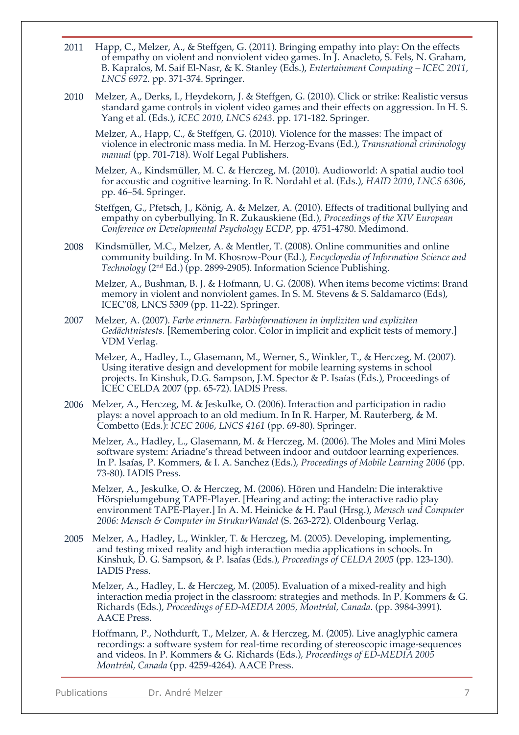2011 Happ, C., Melzer, A., & Steffgen, G. (2011). Bringing empathy into play: On the effects of empathy on violent and nonviolent video games. In J. Anacleto, S. Fels, N. Graham, B. Kapralos, M. Saif El-Nasr, & K. Stanley (Eds.), *Entertainment Computing – ICEC 2011, LNCS 6972.* pp. 371-374. Springer.

2010 Melzer, A., Derks, I., Heydekorn, J. & Steffgen, G. (2010). Click or strike: Realistic versus standard game controls in violent video games and their effects on aggression. In H. S. Yang et al. (Eds.), *ICEC 2010, LNCS 6243.* pp. 171-182. Springer.

Melzer, A., Happ, C., & Steffgen, G. (2010). Violence for the masses: The impact of violence in electronic mass media. In M. Herzog-Evans (Ed.), *Transnational criminology manual* (pp. 701-718). Wolf Legal Publishers.

Melzer, A., Kindsmüller, M. C. & Herczeg, M. (2010). Audioworld: A spatial audio tool for acoustic and cognitive learning. In R. Nordahl et al. (Eds.), *HAID 2010, LNCS 6306*, pp. 46–54. Springer.

Steffgen, G., Pfetsch, J., König, A. & Melzer, A. (2010). Effects of traditional bullying and empathy on cyberbullying. In R. Zukauskiene (Ed.), *Proceedings of the XIV European Conference on Developmental Psychology ECDP,* pp. 4751-4780. Medimond.

2008 Kindsmüller, M.C., Melzer, A. & Mentler, T. (2008). Online communities and online community building. In M. Khosrow-Pour (Ed.), *Encyclopedia of Information Science and Technology* (2nd Ed.) (pp. 2899-2905). Information Science Publishing.

Melzer, A., Bushman, B. J. & Hofmann, U. G. (2008). When items become victims: Brand memory in violent and nonviolent games. In S. M. Stevens & S. Saldamarco (Eds), ICEC'08, LNCS 5309 (pp. 11-22). Springer.

2007 Melzer, A. (2007). *Farbe erinnern. Farbinformationen in impliziten und expliziten Gedächtnistests.* [Remembering color. Color in implicit and explicit tests of memory.] VDM Verlag.

Melzer, A., Hadley, L., Glasemann, M., Werner, S., Winkler, T., & Herczeg, M. (2007). Using iterative design and development for mobile learning systems in school projects. In Kinshuk, D.G. Sampson, J.M. Spector & P. Isaías (Eds.), Proceedings of ICEC CELDA 2007 (pp. 65-72). IADIS Press.

2006 Melzer, A., Herczeg, M. & Jeskulke, O. (2006). Interaction and participation in radio plays: a novel approach to an old medium. In R. Harper, M. Rauterberg, & M. Combetto (Eds.): *ICEC 2006*, *LNCS 4161* (pp. 69-80). Springer.

Melzer, A., Hadley, L., Glasemann, M. & Herczeg, M. (2006). The Moles and Mini Moles software system: Ariadne's thread between indoor and outdoor learning experiences. In P. Isaías, P. Kommers, & I. A. Sanchez (Eds.), *Proceedings of Mobile Learning 2006* (pp. 73-80). IADIS Press.

Melzer, A., Jeskulke, O. & Herczeg, M. (2006). Hören und Handeln: Die interaktive Hörspielumgebung TAPE-Player. [Hearing and acting: the interactive radio play environment TAPE-Player.] In A. M. Heinicke & H. Paul (Hrsg.), *Mensch und Computer 2006: Mensch & Computer im StrukurWandel* (S. 263-272). Oldenbourg Verlag.

2005 Melzer, A., Hadley, L., Winkler, T. & Herczeg, M. (2005). Developing, implementing, and testing mixed reality and high interaction media applications in schools. In Kinshuk, D. G. Sampson, & P. Isaías (Eds.), *Proceedings of CELDA 2005* (pp. 123-130). IADIS Press.

Melzer, A., Hadley, L. & Herczeg, M. (2005). Evaluation of a mixed-reality and high interaction media project in the classroom: strategies and methods. In P. Kommers & G. Richards (Eds.), *Proceedings of ED-MEDIA 2005, Montréal, Canada.* (pp. 3984-3991). AACE Press.

Hoffmann, P., Nothdurft, T., Melzer, A. & Herczeg, M. (2005). Live anaglyphic camera recordings: a software system for real-time recording of stereoscopic image-sequences and videos. In P. Kommers & G. Richards (Eds.), *Proceedings of ED-MEDIA 2005 Montréal, Canada* (pp. 4259-4264). AACE Press.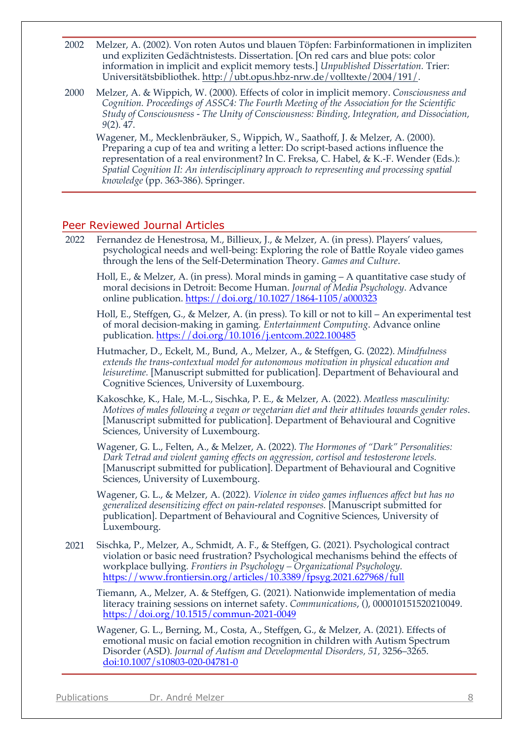2002 Melzer, A. (2002). Von roten Autos und blauen Töpfen: Farbinformationen in impliziten und expliziten Gedächtnistests. Dissertation. [On red cars and blue pots: color information in implicit and explicit memory tests.] *Unpublished Dissertation.* Trier: Universitätsbibliothek. http://ubt.opus.hbz-nrw.de/volltexte/2004/191/.

2000 Melzer, A. & Wippich, W. (2000). Effects of color in implicit memory. *Consciousness and Cognition. Proceedings of ASSC4: The Fourth Meeting of the Association for the Scientific Study of Consciousness - The Unity of Consciousness: Binding, Integration, and Dissociation, 9*(2). 47.

Wagener, M., Mecklenbräuker, S., Wippich, W., Saathoff, J. & Melzer, A. (2000). Preparing a cup of tea and writing a letter: Do script-based actions influence the representation of a real environment? In C. Freksa, C. Habel, & K.-F. Wender (Eds.): *Spatial Cognition II: An interdisciplinary approach to representing and processing spatial knowledge* (pp. 363-386). Springer.

## Peer Reviewed Journal Articles

2022 Fernandez de Henestrosa, M., Billieux, J., & Melzer, A. (in press). Players' values, psychological needs and well-being: Exploring the role of Battle Royale video games through the lens of the Self-Determination Theory. *Games and Culture*.

Holl, E., & Melzer, A. (in press). Moral minds in gaming – A quantitative case study of moral decisions in Detroit: Become Human. *Journal of Media Psychology*. Advance online publication. https://doi.org/10.1027/1864-1105/a000323

Holl, E., Steffgen, G., & Melzer, A. (in press). To kill or not to kill – An experimental test of moral decision-making in gaming. *Entertainment Computing*. Advance online publication. https://doi.org/10.1016/j.entcom.2022.100485

Hutmacher, D., Eckelt, M., Bund, A., Melzer, A., & Steffgen, G. (2022). *Mindfulness extends the trans-contextual model for autonomous motivation in physical education and leisuretime.* [Manuscript submitted for publication]. Department of Behavioural and Cognitive Sciences, University of Luxembourg.

Kakoschke, K., Hale, M.-L., Sischka, P. E., & Melzer, A. (2022). *Meatless masculinity: Motives of males following a vegan or vegetarian diet and their attitudes towards gender roles*. [Manuscript submitted for publication]. Department of Behavioural and Cognitive Sciences, University of Luxembourg.

Wagener, G. L., Felten, A., & Melzer, A. (2022). *The Hormones of "Dark" Personalities: Dark Tetrad and violent gaming effects on aggression, cortisol and testosterone levels.* [Manuscript submitted for publication]. Department of Behavioural and Cognitive Sciences, University of Luxembourg.

Wagener, G. L., & Melzer, A. (2022). *Violence in video games influences affect but has no generalized desensitizing effect on pain-related responses.* [Manuscript submitted for publication]. Department of Behavioural and Cognitive Sciences, University of Luxembourg.

2021 Sischka, P., Melzer, A., Schmidt, A. F., & Steffgen, G. (2021). Psychological contract violation or basic need frustration? Psychological mechanisms behind the effects of workplace bullying. *Frontiers in Psychology – Organizational Psychology.* https://www.frontiersin.org/articles/10.3389/fpsyg.2021.627968/full

Tiemann, A., Melzer, A. & Steffgen, G. (2021). Nationwide implementation of media literacy training sessions on internet safety. *Communications*, (), 000010151520210049. https://doi.org/10.1515/commun-2021-0049

Wagener, G. L., Berning, M., Costa, A., Steffgen, G., & Melzer, A. (2021). Effects of emotional music on facial emotion recognition in children with Autism Spectrum Disorder (ASD). *Journal of Autism and Developmental Disorders, 51,* 3256–3265. doi:10.1007/s10803-020-04781-0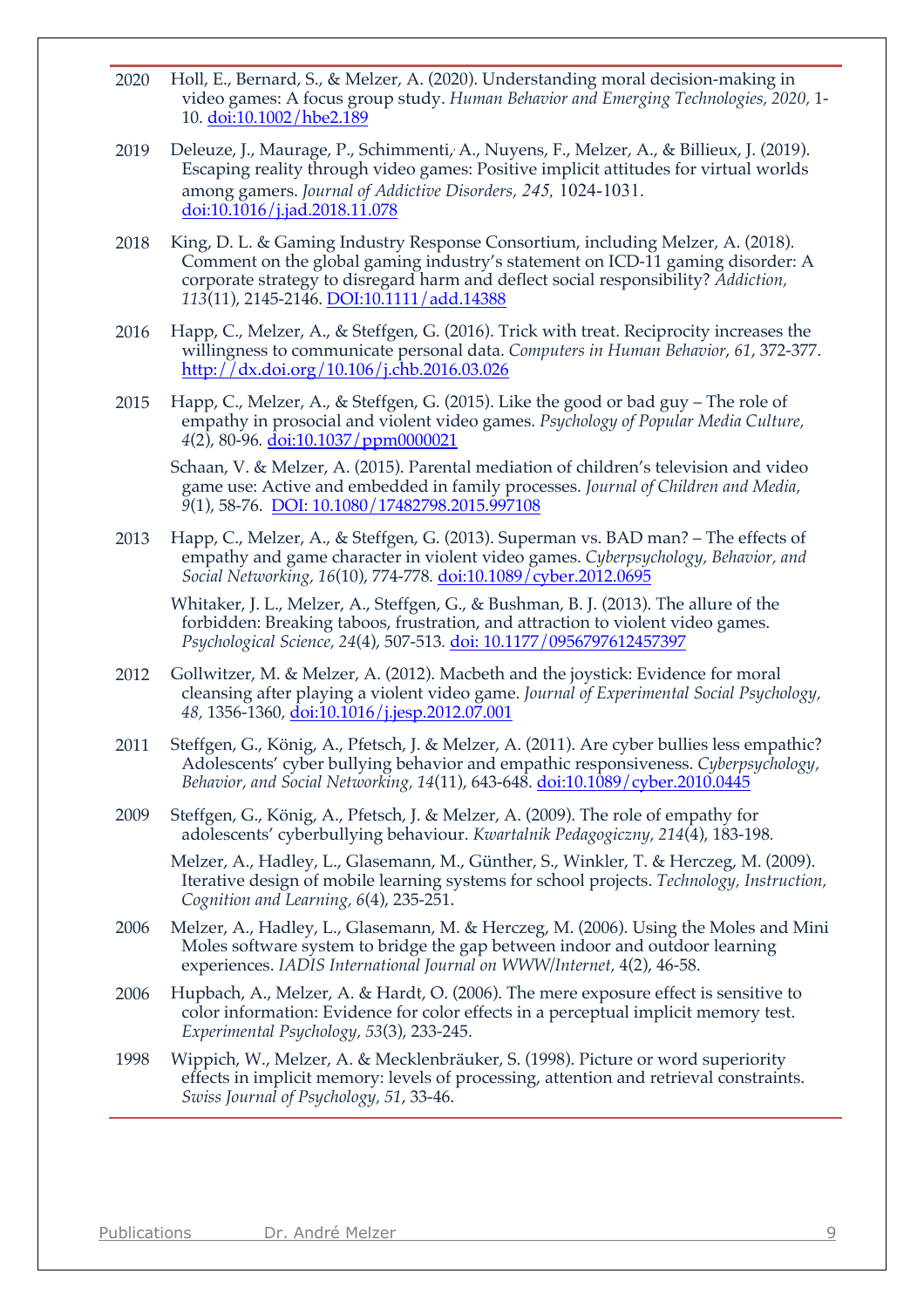2020 Holl, E., Bernard, S., & Melzer, A. (2020). Understanding moral decision-making in video games: A focus group study. *Human Behavior and Emerging Technologies, 2020,* 1-10. doi:10.1002/hbe2.189

2019 Deleuze, J., Maurage, P., Schimmenti, A., Nuyens, F., Melzer, A., & Billieux, J. (2019). Escaping reality through video games: Positive implicit attitudes for virtual worlds among gamers. *Journal of Addictive Disorders, 245,* 1024-1031. doi:10.1016/j.jad.2018.11.078

2018 King, D. L. & Gaming Industry Response Consortium, including Melzer, A. (2018). Comment on the global gaming industry's statement on ICD-11 gaming disorder: A corporate strategy to disregard harm and deflect social responsibility? *Addiction, 113*(11), 2145-2146. DOI:10.1111/add.14388

2016 Happ, C., Melzer, A., & Steffgen, G. (2016). Trick with treat. Reciprocity increases the willingness to communicate personal data. *Computers in Human Behavior*, *61*, 372-377. http://dx.doi.org/10.106/j.chb.2016.03.026

2015 Happ, C., Melzer, A., & Steffgen, G. (2015). Like the good or bad guy – The role of empathy in prosocial and violent video games. *Psychology of Popular Media Culture, 4*(2), 80-96. doi:10.1037/ppm0000021

Schaan, V. & Melzer, A. (2015). Parental mediation of children's television and video game use: Active and embedded in family processes. *Journal of Children and Media, 9*(1), 58-76. DOI: 10.1080/17482798.2015.997108

2013 Happ, C., Melzer, A., & Steffgen, G. (2013). Superman vs. BAD man? – The effects of empathy and game character in violent video games. *Cyberpsychology, Behavior, and Social Networking, 16*(10), 774-778. doi:10.1089/cyber.2012.0695

Whitaker, J. L., Melzer, A., Steffgen, G., & Bushman, B. J. (2013). The allure of the forbidden: Breaking taboos, frustration, and attraction to violent video games. *Psychological Science, 24*(4), 507-513. doi: 10.1177/0956797612457397

2012 Gollwitzer, M. & Melzer, A. (2012). Macbeth and the joystick: Evidence for moral cleansing after playing a violent video game. *Journal of Experimental Social Psychology, 48,* 1356-1360, doi:10.1016/j.jesp.2012.07.001

2011 Steffgen, G., König, A., Pfetsch, J. & Melzer, A. (2011). Are cyber bullies less empathic? Adolescents' cyber bullying behavior and empathic responsiveness. *Cyberpsychology, Behavior, and Social Networking, 14*(11), 643-648. doi:10.1089/cyber.2010.0445

2009 Steffgen, G., König, A., Pfetsch, J. & Melzer, A. (2009). The role of empathy for adolescents' cyberbullying behaviour. *Kwartalnik Pedagogiczny, 214*(4), 183-198.

Melzer, A., Hadley, L., Glasemann, M., Günther, S., Winkler, T. & Herczeg, M. (2009). Iterative design of mobile learning systems for school projects. *Technology, Instruction, Cognition and Learning, 6*(4), 235-251.

2006 Melzer, A., Hadley, L., Glasemann, M. & Herczeg, M. (2006). Using the Moles and Mini Moles software system to bridge the gap between indoor and outdoor learning experiences. *IADIS International Journal on WWW/Internet*, 4(2), 46-58.

2006 Hupbach, A., Melzer, A. & Hardt, O. (2006). The mere exposure effect is sensitive to color information: Evidence for color effects in a perceptual implicit memory test. *Experimental Psychology, 53*(3), 233-245.

1998 Wippich, W., Melzer, A. & Mecklenbräuker, S. (1998). Picture or word superiority effects in implicit memory: levels of processing, attention and retrieval constraints. *Swiss Journal of Psychology, 51*, 33-46.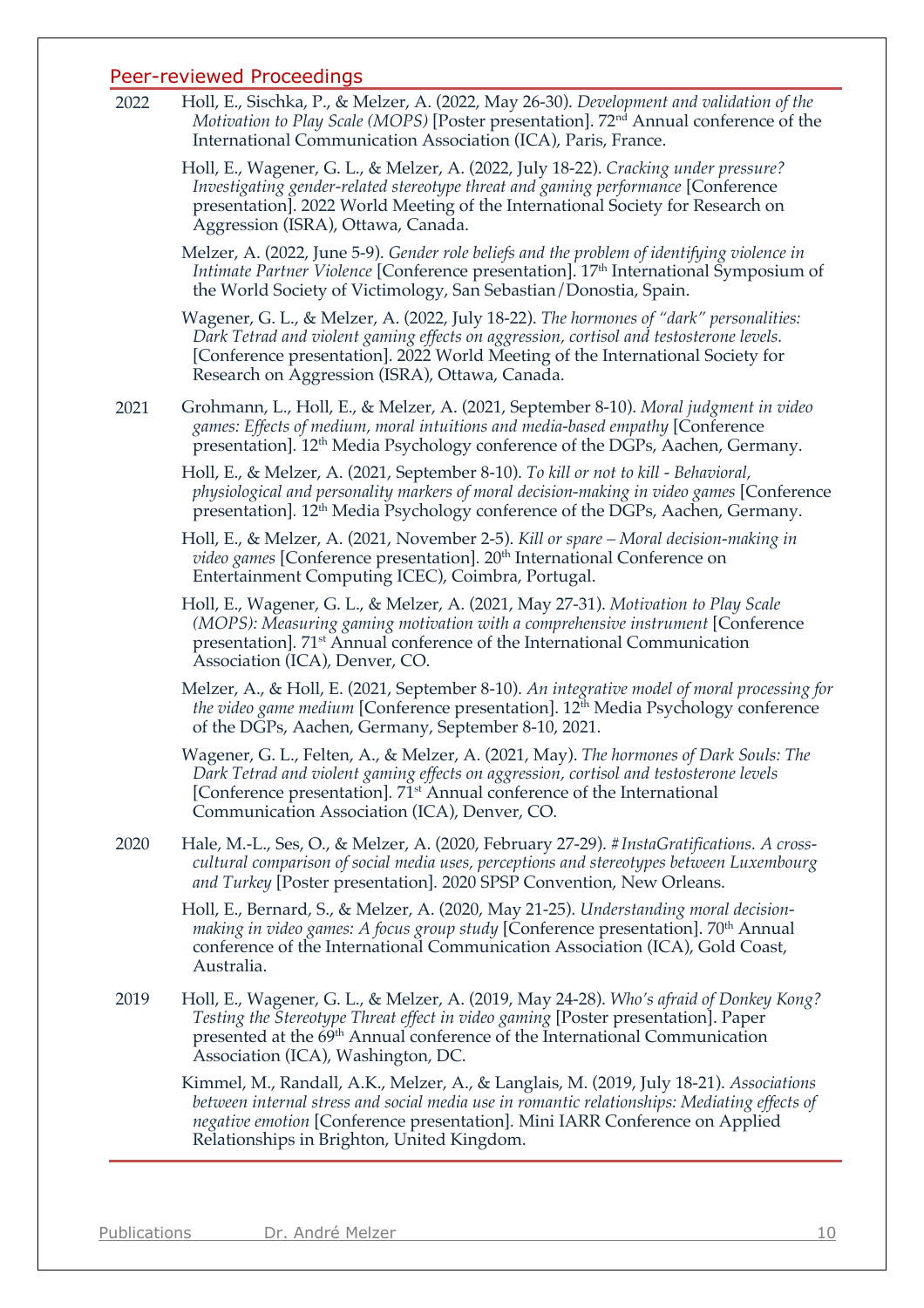## Peer-reviewed Proceedings

**2022**

Holl, E., Sischka, P., & Melzer, A. (2022, May 26-30). *Development and validation of the Motivation to Play Scale (MOPS)* [Poster presentation]. 72nd Annual conference of the International Communication Association (ICA), Paris, France.

Holl, E., Wagener, G. L., & Melzer, A. (2022, July 18-22). *Cracking under pressure? Investigating gender-related stereotype threat and gaming performance* [Conference presentation]. 2022 World Meeting of the International Society for Research on Aggression (ISRA), Ottawa, Canada.

Melzer, A. (2022, June 5-9). *Gender role beliefs and the problem of identifying violence in Intimate Partner Violence* [Conference presentation]. 17th International Symposium of the World Society of Victimology, San Sebastian/Donostia, Spain.

Wagener, G. L., & Melzer, A. (2022, July 18-22). *The hormones of "dark" personalities: Dark Tetrad and violent gaming effects on aggression, cortisol and testosterone levels.* [Conference presentation]. 2022 World Meeting of the International Society for Research on Aggression (ISRA), Ottawa, Canada.

**2021**

Grohmann, L., Holl, E., & Melzer, A. (2021, September 8-10). *Moral judgment in video games: Effects of medium, moral intuitions and media-based empathy* [Conference presentation]. 12th Media Psychology conference of the DGPs, Aachen, Germany.

Holl, E., & Melzer, A. (2021, September 8-10). *To kill or not to kill - Behavioral, physiological and personality markers of moral decision-making in video games* [Conference presentation]. 12th Media Psychology conference of the DGPs, Aachen, Germany.

Holl, E., & Melzer, A. (2021, November 2-5). *Kill or spare – Moral decision-making in video games* [Conference presentation]. 20th International Conference on Entertainment Computing ICEC), Coimbra, Portugal.

Holl, E., Wagener, G. L., & Melzer, A. (2021, May 27-31). *Motivation to Play Scale (MOPS): Measuring gaming motivation with a comprehensive instrument* [Conference presentation]. 71st Annual conference of the International Communication Association (ICA), Denver, CO.

Melzer, A., & Holl, E. (2021, September 8-10). *An integrative model of moral processing for the video game medium* [Conference presentation]. 12th Media Psychology conference of the DGPs, Aachen, Germany, September 8-10, 2021.

Wagener, G. L., Felten, A., & Melzer, A. (2021, May). *The hormones of Dark Souls: The Dark Tetrad and violent gaming effects on aggression, cortisol and testosterone levels* [Conference presentation]. 71st Annual conference of the International Communication Association (ICA), Denver, CO.

**2020**

Hale, M.-L., Ses, O., & Melzer, A. (2020, February 27-29). *#InstaGratifications. A cross-cultural comparison of social media uses, perceptions and stereotypes between Luxembourg and Turkey* [Poster presentation]. 2020 SPSP Convention, New Orleans.

Holl, E., Bernard, S., & Melzer, A. (2020, May 21-25). *Understanding moral decision-making in video games: A focus group study* [Conference presentation]. 70th Annual conference of the International Communication Association (ICA), Gold Coast, Australia.

**2019**

Holl, E., Wagener, G. L., & Melzer, A. (2019, May 24-28). *Who's afraid of Donkey Kong? Testing the Stereotype Threat effect in video gaming* [Poster presentation]. Paper presented at the 69th Annual conference of the International Communication Association (ICA), Washington, DC.

Kimmel, M., Randall, A.K., Melzer, A., & Langlais, M. (2019, July 18-21). *Associations between internal stress and social media use in romantic relationships: Mediating effects of negative emotion* [Conference presentation]. Mini IARR Conference on Applied Relationships in Brighton, United Kingdom.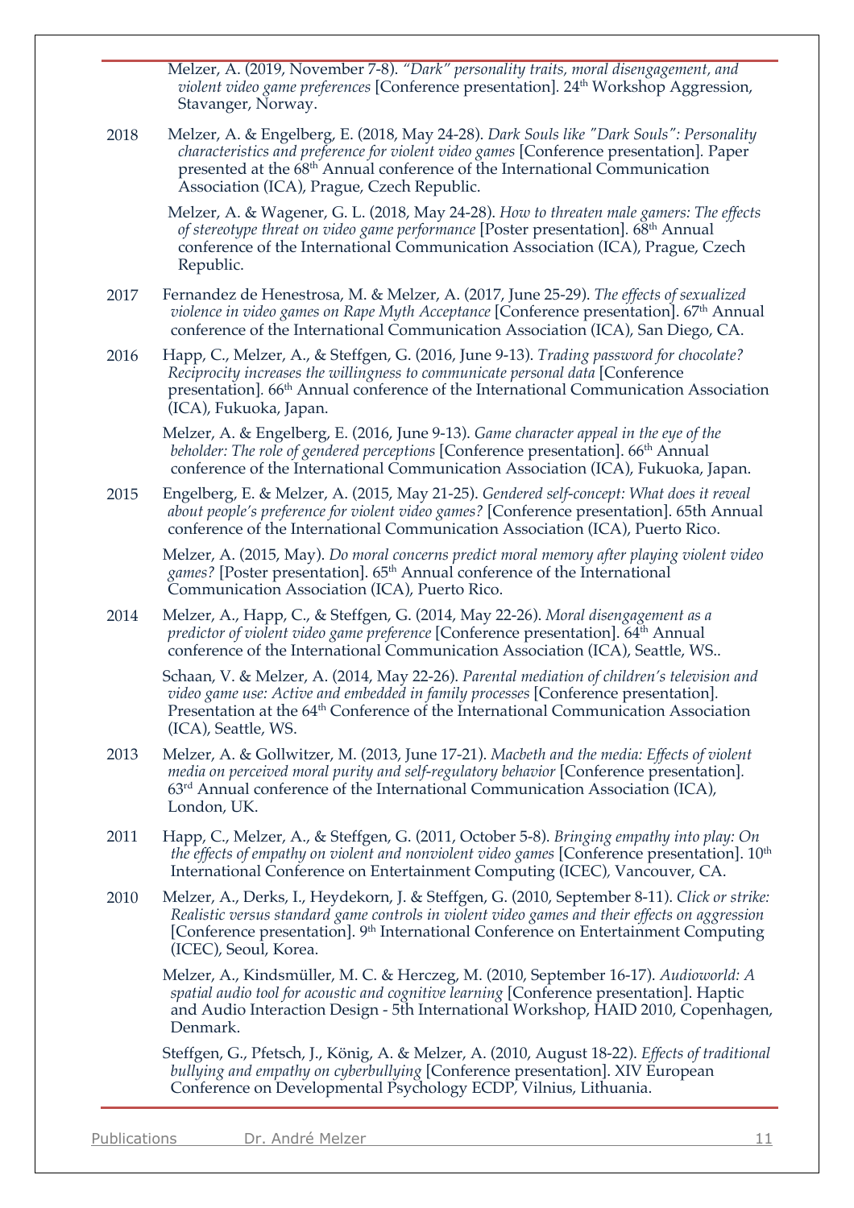Melzer, A. (2019, November 7-8). *"Dark" personality traits, moral disengagement, and violent video game preferences* [Conference presentation]. 24th Workshop Aggression, Stavanger, Norway.

2018 Melzer, A. & Engelberg, E. (2018, May 24-28). *Dark Souls like "Dark Souls": Personality characteristics and preference for violent video games* [Conference presentation]. Paper presented at the 68th Annual conference of the International Communication Association (ICA), Prague, Czech Republic.

Melzer, A. & Wagener, G. L. (2018, May 24-28). *How to threaten male gamers: The effects of stereotype threat on video game performance* [Poster presentation]. 68th Annual conference of the International Communication Association (ICA), Prague, Czech Republic.

2017 Fernandez de Henestrosa, M. & Melzer, A. (2017, June 25-29). *The effects of sexualized violence in video games on Rape Myth Acceptance* [Conference presentation]. 67th Annual conference of the International Communication Association (ICA), San Diego, CA.

2016 Happ, C., Melzer, A., & Steffgen, G. (2016, June 9-13). *Trading password for chocolate? Reciprocity increases the willingness to communicate personal data* [Conference presentation]. 66th Annual conference of the International Communication Association (ICA), Fukuoka, Japan.

Melzer, A. & Engelberg, E. (2016, June 9-13). *Game character appeal in the eye of the beholder: The role of gendered perceptions* [Conference presentation]. 66th Annual conference of the International Communication Association (ICA), Fukuoka, Japan.

2015 Engelberg, E. & Melzer, A. (2015, May 21-25). *Gendered self-concept: What does it reveal about people's preference for violent video games?* [Conference presentation]. 65th Annual conference of the International Communication Association (ICA), Puerto Rico.

Melzer, A. (2015, May). *Do moral concerns predict moral memory after playing violent video games?* [Poster presentation]. 65th Annual conference of the International Communication Association (ICA), Puerto Rico.

2014 Melzer, A., Happ, C., & Steffgen, G. (2014, May 22-26). *Moral disengagement as a predictor of violent video game preference* [Conference presentation]. 64th Annual conference of the International Communication Association (ICA), Seattle, WS..

Schaan, V. & Melzer, A. (2014, May 22-26). *Parental mediation of children's television and video game use: Active and embedded in family processes* [Conference presentation]. Presentation at the 64th Conference of the International Communication Association (ICA), Seattle, WS.

2013 Melzer, A. & Gollwitzer, M. (2013, June 17-21). *Macbeth and the media: Effects of violent media on perceived moral purity and self-regulatory behavior* [Conference presentation]. 63rd Annual conference of the International Communication Association (ICA), London, UK.

2011 Happ, C., Melzer, A., & Steffgen, G. (2011, October 5-8). *Bringing empathy into play: On the effects of empathy on violent and nonviolent video games* [Conference presentation]. 10th International Conference on Entertainment Computing (ICEC), Vancouver, CA.

2010 Melzer, A., Derks, I., Heydekorn, J. & Steffgen, G. (2010, September 8-11). *Click or strike: Realistic versus standard game controls in violent video games and their effects on aggression* [Conference presentation]. 9th International Conference on Entertainment Computing (ICEC), Seoul, Korea.

Melzer, A., Kindsmüller, M. C. & Herczeg, M. (2010, September 16-17). *Audioworld: A spatial audio tool for acoustic and cognitive learning* [Conference presentation]. Haptic and Audio Interaction Design - 5th International Workshop, HAID 2010, Copenhagen, Denmark.

Steffgen, G., Pfetsch, J., König, A. & Melzer, A. (2010, August 18-22). *Effects of traditional bullying and empathy on cyberbullying* [Conference presentation]. XIV European Conference on Developmental Psychology ECDP, Vilnius, Lithuania.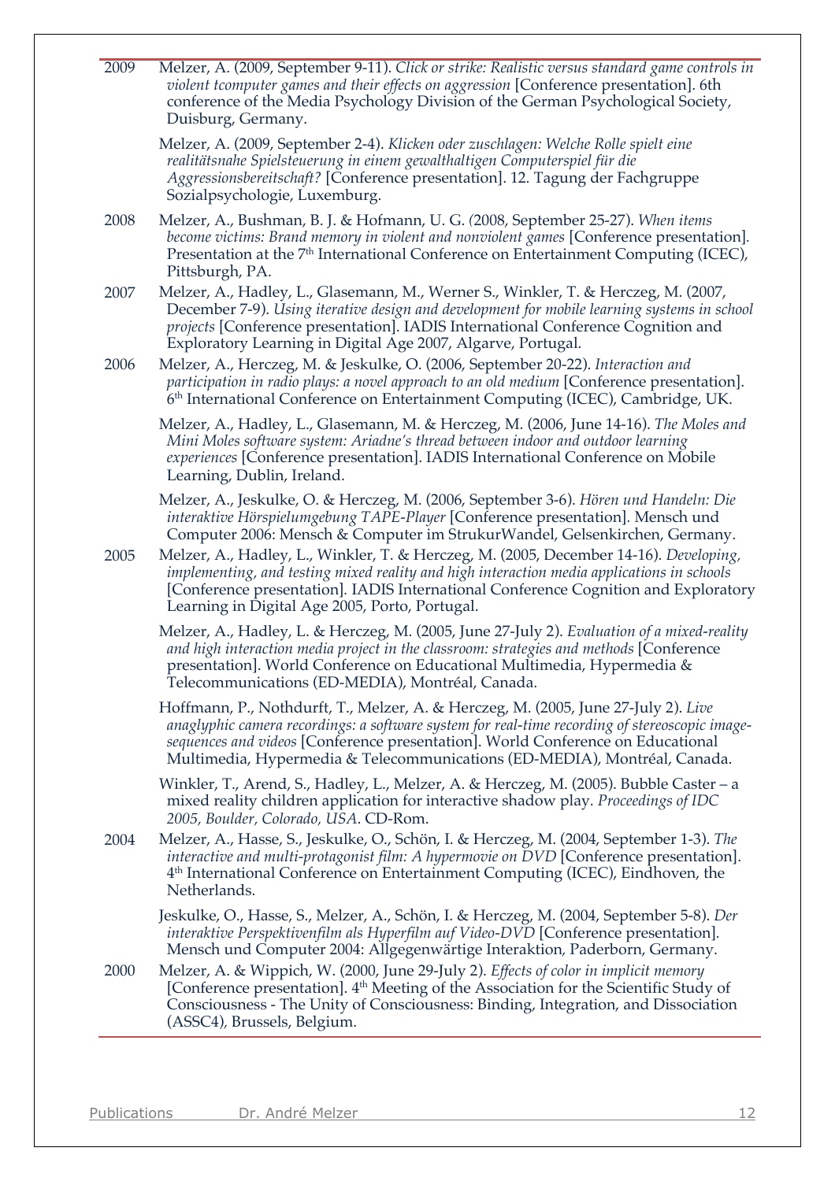| | |
|---|---|
| 2009 | Melzer, A. (2009, September 9-11). *Click or strike: Realistic versus standard game controls in violent tcomputer games and their effects on aggression* [Conference presentation]. 6th conference of the Media Psychology Division of the German Psychological Society, Duisburg, Germany. |
| | Melzer, A. (2009, September 2-4). *Klicken oder zuschlagen: Welche Rolle spielt eine realitätsnahe Spielsteuerung in einem gewalthaltigen Computerspiel für die Aggressionsbereitschaft?* [Conference presentation]. 12. Tagung der Fachgruppe Sozialpsychologie, Luxemburg. |
| 2008 | Melzer, A., Bushman, B. J. & Hofmann, U. G. (2008, September 25-27). *When items become victims: Brand memory in violent and nonviolent games* [Conference presentation]. Presentation at the 7th International Conference on Entertainment Computing (ICEC), Pittsburgh, PA. |
| 2007 | Melzer, A., Hadley, L., Glasemann, M., Werner S., Winkler, T. & Herczeg, M. (2007, December 7-9). *Using iterative design and development for mobile learning systems in school projects* [Conference presentation]. IADIS International Conference Cognition and Exploratory Learning in Digital Age 2007, Algarve, Portugal. |
| 2006 | Melzer, A., Herczeg, M. & Jeskulke, O. (2006, September 20-22). *Interaction and participation in radio plays: a novel approach to an old medium* [Conference presentation]. 6th International Conference on Entertainment Computing (ICEC), Cambridge, UK. |
| | Melzer, A., Hadley, L., Glasemann, M. & Herczeg, M. (2006, June 14-16). *The Moles and Mini Moles software system: Ariadne's thread between indoor and outdoor learning experiences* [Conference presentation]. IADIS International Conference on Mobile Learning, Dublin, Ireland. |
| | Melzer, A., Jeskulke, O. & Herczeg, M. (2006, September 3-6). *Hören und Handeln: Die interaktive Hörspielumgebung TAPE-Player* [Conference presentation]. Mensch und Computer 2006: Mensch & Computer im StrukurWandel, Gelsenkirchen, Germany. |
| 2005 | Melzer, A., Hadley, L., Winkler, T. & Herczeg, M. (2005, December 14-16). *Developing, implementing, and testing mixed reality and high interaction media applications in schools* [Conference presentation]. IADIS International Conference Cognition and Exploratory Learning in Digital Age 2005, Porto, Portugal. |
| | Melzer, A., Hadley, L. & Herczeg, M. (2005, June 27-July 2). *Evaluation of a mixed-reality and high interaction media project in the classroom: strategies and methods* [Conference presentation]. World Conference on Educational Multimedia, Hypermedia & Telecommunications (ED-MEDIA), Montréal, Canada. |
| | Hoffmann, P., Nothdurft, T., Melzer, A. & Herczeg, M. (2005, June 27-July 2). *Live anaglyphic camera recordings: a software system for real-time recording of stereoscopic image-sequences and videos* [Conference presentation]. World Conference on Educational Multimedia, Hypermedia & Telecommunications (ED-MEDIA), Montréal, Canada. |
| | Winkler, T., Arend, S., Hadley, L., Melzer, A. & Herczeg, M. (2005). Bubble Caster – a mixed reality children application for interactive shadow play. *Proceedings of IDC 2005, Boulder, Colorado, USA*. CD-Rom. |
| 2004 | Melzer, A., Hasse, S., Jeskulke, O., Schön, I. & Herczeg, M. (2004, September 1-3). *The interactive and multi-protagonist film: A hypermovie on DVD* [Conference presentation]. 4th International Conference on Entertainment Computing (ICEC), Eindhoven, the Netherlands. |
| | Jeskulke, O., Hasse, S., Melzer, A., Schön, I. & Herczeg, M. (2004, September 5-8). *Der interaktive Perspektivenfilm als Hyperfilm auf Video-DVD* [Conference presentation]. Mensch und Computer 2004: Allgegenwärtige Interaktion, Paderborn, Germany. |
| 2000 | Melzer, A. & Wippich, W. (2000, June 29-July 2). *Effects of color in implicit memory* [Conference presentation]. 4th Meeting of the Association for the Scientific Study of Consciousness - The Unity of Consciousness: Binding, Integration, and Dissociation (ASSC4), Brussels, Belgium. |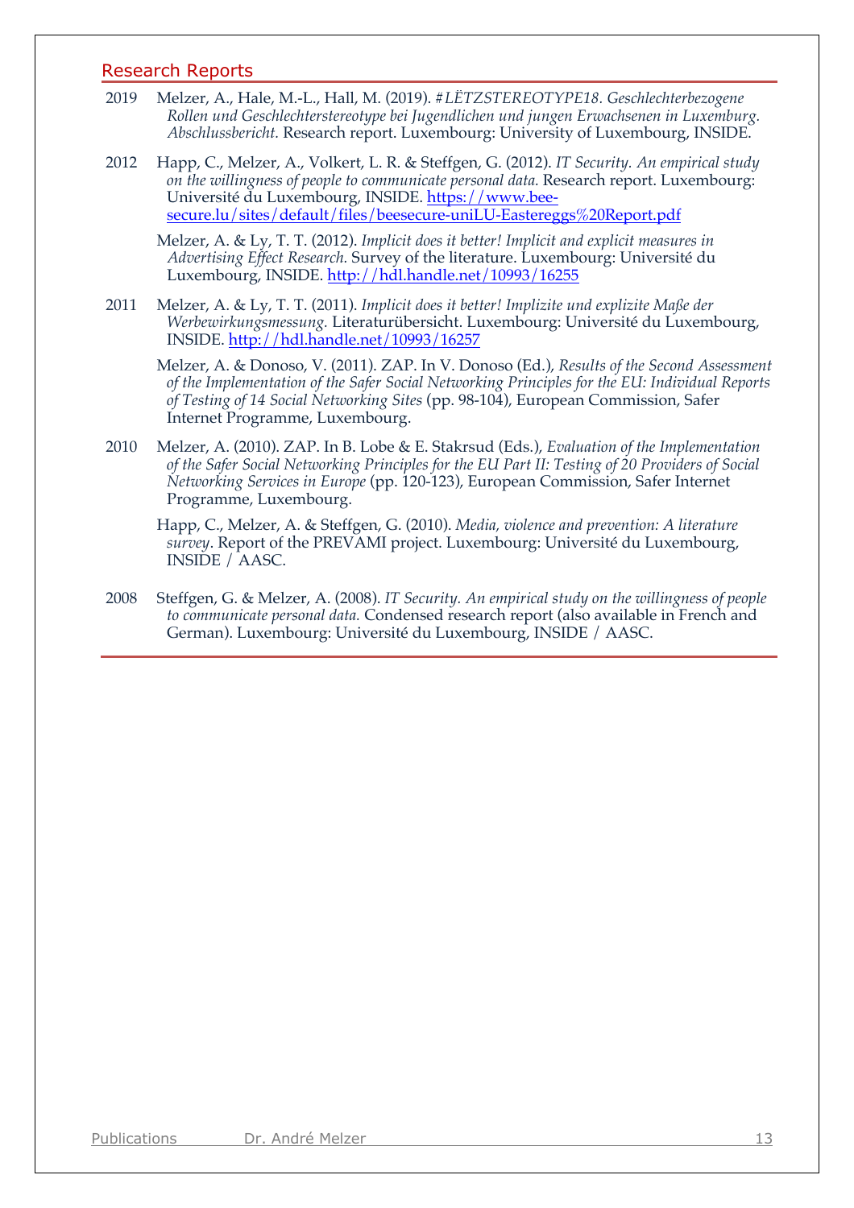## Research Reports

2019 Melzer, A., Hale, M.-L., Hall, M. (2019). *#LËTZSTEREOTYPE18. Geschlechterbezogene Rollen und Geschlechterstereotype bei Jugendlichen und jungen Erwachsenen in Luxemburg. Abschlussbericht.* Research report. Luxembourg: University of Luxembourg, INSIDE.

2012 Happ, C., Melzer, A., Volkert, L. R. & Steffgen, G. (2012). *IT Security. An empirical study on the willingness of people to communicate personal data.* Research report. Luxembourg: Université du Luxembourg, INSIDE. https://www.bee-secure.lu/sites/default/files/beesecure-uniLU-Eastereggs%20Report.pdf

Melzer, A. & Ly, T. T. (2012). *Implicit does it better! Implicit and explicit measures in Advertising Effect Research.* Survey of the literature. Luxembourg: Université du Luxembourg, INSIDE. http://hdl.handle.net/10993/16255

2011 Melzer, A. & Ly, T. T. (2011). *Implicit does it better! Implizite und explizite Maße der Werbewirkungsmessung.* Literaturübersicht. Luxembourg: Université du Luxembourg, INSIDE. http://hdl.handle.net/10993/16257

Melzer, A. & Donoso, V. (2011). ZAP. In V. Donoso (Ed.), *Results of the Second Assessment of the Implementation of the Safer Social Networking Principles for the EU: Individual Reports of Testing of 14 Social Networking Sites* (pp. 98-104), European Commission, Safer Internet Programme, Luxembourg.

2010 Melzer, A. (2010). ZAP. In B. Lobe & E. Stakrsud (Eds.), *Evaluation of the Implementation of the Safer Social Networking Principles for the EU Part II: Testing of 20 Providers of Social Networking Services in Europe* (pp. 120-123), European Commission, Safer Internet Programme, Luxembourg.

Happ, C., Melzer, A. & Steffgen, G. (2010). *Media, violence and prevention: A literature survey*. Report of the PREVAMI project. Luxembourg: Université du Luxembourg, INSIDE / AASC.

2008 Steffgen, G. & Melzer, A. (2008). *IT Security. An empirical study on the willingness of people to communicate personal data.* Condensed research report (also available in French and German). Luxembourg: Université du Luxembourg, INSIDE / AASC.